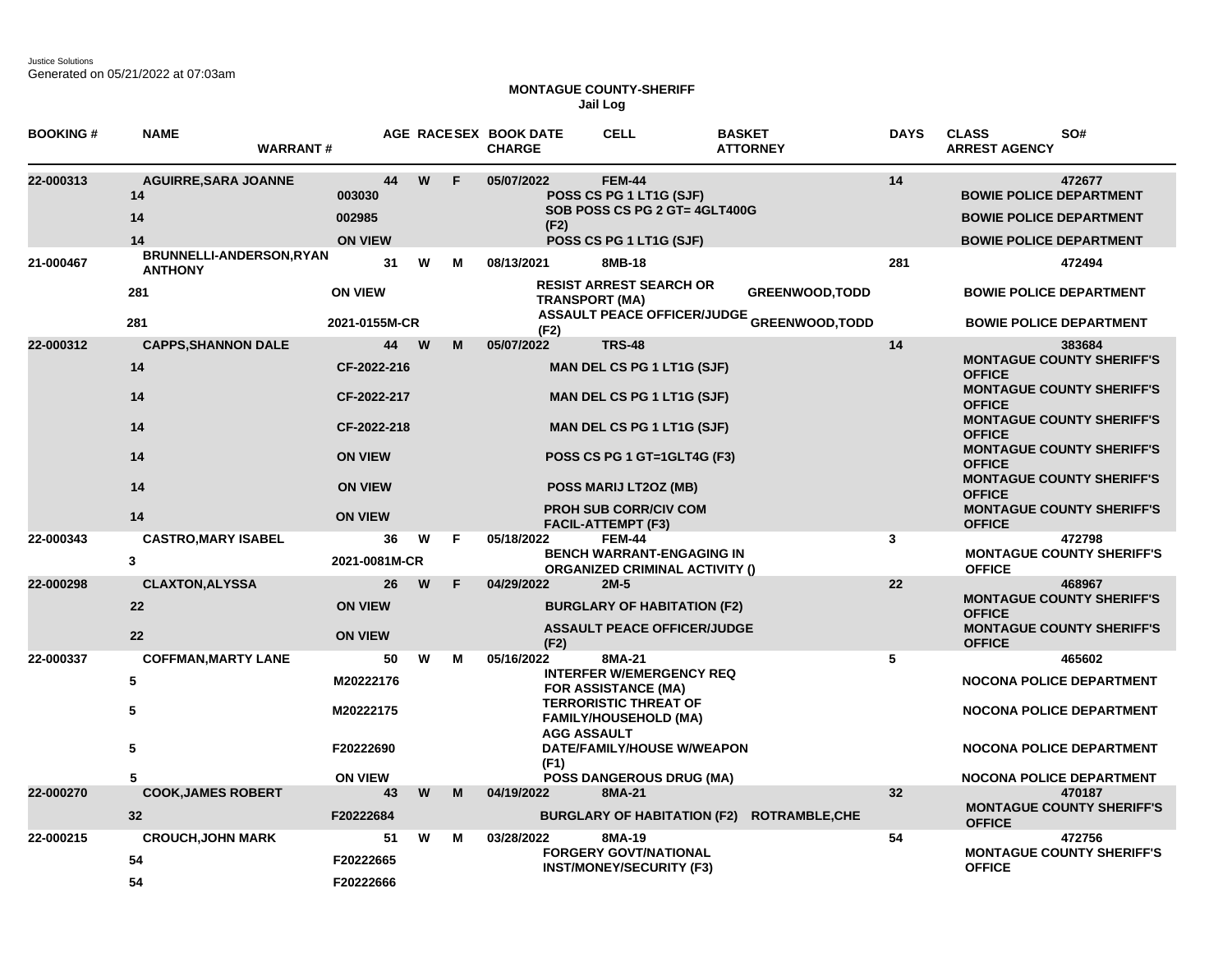Justice Solutions
Generated on 05/21/2022 at 07:03am

**MONTAGUE COUNTY-SHERIFF**
**Jail Log**

| BOOKING # | NAME / WARRANT # | | AGE | RACE | SEX | BOOK DATE / CHARGE | CELL | BASKET / ATTORNEY | DAYS | CLASS / ARREST AGENCY | SO# |
|---|---|---|---|---|---|---|---|---|---|---|---|
| 22-000313 | AGUIRRE,SARA JOANNE | | 44 | W | F | 05/07/2022 | FEM-44 | | 14 | | 472677 |
| | 14 | 003030 | | | | POSS CS PG 1 LT1G (SJF) | | | | BOWIE POLICE DEPARTMENT | |
| | 14 | 002985 | | | | SOB POSS CS PG 2 GT= 4GLT400G (F2) | | | | BOWIE POLICE DEPARTMENT | |
| | 14 | ON VIEW | | | | POSS CS PG 1 LT1G (SJF) | | | | BOWIE POLICE DEPARTMENT | |
| 21-000467 | BRUNNELLI-ANDERSON,RYAN ANTHONY | | 31 | W | M | 08/13/2021 | 8MB-18 | | 281 | | 472494 |
| | 281 | ON VIEW | | | | RESIST ARREST SEARCH OR TRANSPORT (MA) | | GREENWOOD,TODD | | BOWIE POLICE DEPARTMENT | |
| | 281 | 2021-0155M-CR | | | | ASSAULT PEACE OFFICER/JUDGE (F2) | | GREENWOOD,TODD | | BOWIE POLICE DEPARTMENT | |
| 22-000312 | CAPPS,SHANNON DALE | | 44 | W | M | 05/07/2022 | TRS-48 | | 14 | | 383684 |
| | 14 | CF-2022-216 | | | | MAN DEL CS PG 1 LT1G (SJF) | | | | MONTAGUE COUNTY SHERIFF'S OFFICE | |
| | 14 | CF-2022-217 | | | | MAN DEL CS PG 1 LT1G (SJF) | | | | MONTAGUE COUNTY SHERIFF'S OFFICE | |
| | 14 | CF-2022-218 | | | | MAN DEL CS PG 1 LT1G (SJF) | | | | MONTAGUE COUNTY SHERIFF'S OFFICE | |
| | 14 | ON VIEW | | | | POSS CS PG 1 GT=1GLT4G (F3) | | | | MONTAGUE COUNTY SHERIFF'S OFFICE | |
| | 14 | ON VIEW | | | | POSS MARIJ LT2OZ (MB) | | | | MONTAGUE COUNTY SHERIFF'S OFFICE | |
| | 14 | ON VIEW | | | | PROH SUB CORR/CIV COM FACIL-ATTEMPT (F3) | | | | MONTAGUE COUNTY SHERIFF'S OFFICE | |
| 22-000343 | CASTRO,MARY ISABEL | | 36 | W | F | 05/18/2022 | FEM-44 | | 3 | | 472798 |
| | 3 | 2021-0081M-CR | | | | BENCH WARRANT-ENGAGING IN ORGANIZED CRIMINAL ACTIVITY () | | | | MONTAGUE COUNTY SHERIFF'S OFFICE | |
| 22-000298 | CLAXTON,ALYSSA | | 26 | W | F | 04/29/2022 | 2M-5 | | 22 | | 468967 |
| | 22 | ON VIEW | | | | BURGLARY OF HABITATION (F2) | | | | MONTAGUE COUNTY SHERIFF'S OFFICE | |
| | 22 | ON VIEW | | | | ASSAULT PEACE OFFICER/JUDGE (F2) | | | | MONTAGUE COUNTY SHERIFF'S OFFICE | |
| 22-000337 | COFFMAN,MARTY LANE | | 50 | W | M | 05/16/2022 | 8MA-21 | | 5 | | 465602 |
| | 5 | M20222176 | | | | INTERFER W/EMERGENCY REQ FOR ASSISTANCE (MA) | | | | NOCONA POLICE DEPARTMENT | |
| | 5 | M20222175 | | | | TERRORISTIC THREAT OF FAMILY/HOUSEHOLD (MA) | | | | NOCONA POLICE DEPARTMENT | |
| | 5 | F20222690 | | | | AGG ASSAULT DATE/FAMILY/HOUSE W/WEAPON (F1) | | | | NOCONA POLICE DEPARTMENT | |
| | 5 | ON VIEW | | | | POSS DANGEROUS DRUG (MA) | | | | NOCONA POLICE DEPARTMENT | |
| 22-000270 | COOK,JAMES ROBERT | | 43 | W | M | 04/19/2022 | 8MA-21 | | 32 | | 470187 |
| | 32 | F20222684 | | | | BURGLARY OF HABITATION (F2) | | ROTRAMBLE,CHE | | MONTAGUE COUNTY SHERIFF'S OFFICE | |
| 22-000215 | CROUCH,JOHN MARK | | 51 | W | M | 03/28/2022 | 8MA-19 | | 54 | | 472756 |
| | 54 | F20222665 | | | | FORGERY GOVT/NATIONAL INST/MONEY/SECURITY (F3) | | | | MONTAGUE COUNTY SHERIFF'S OFFICE | |
| | 54 | F20222666 | | | | | | | | | |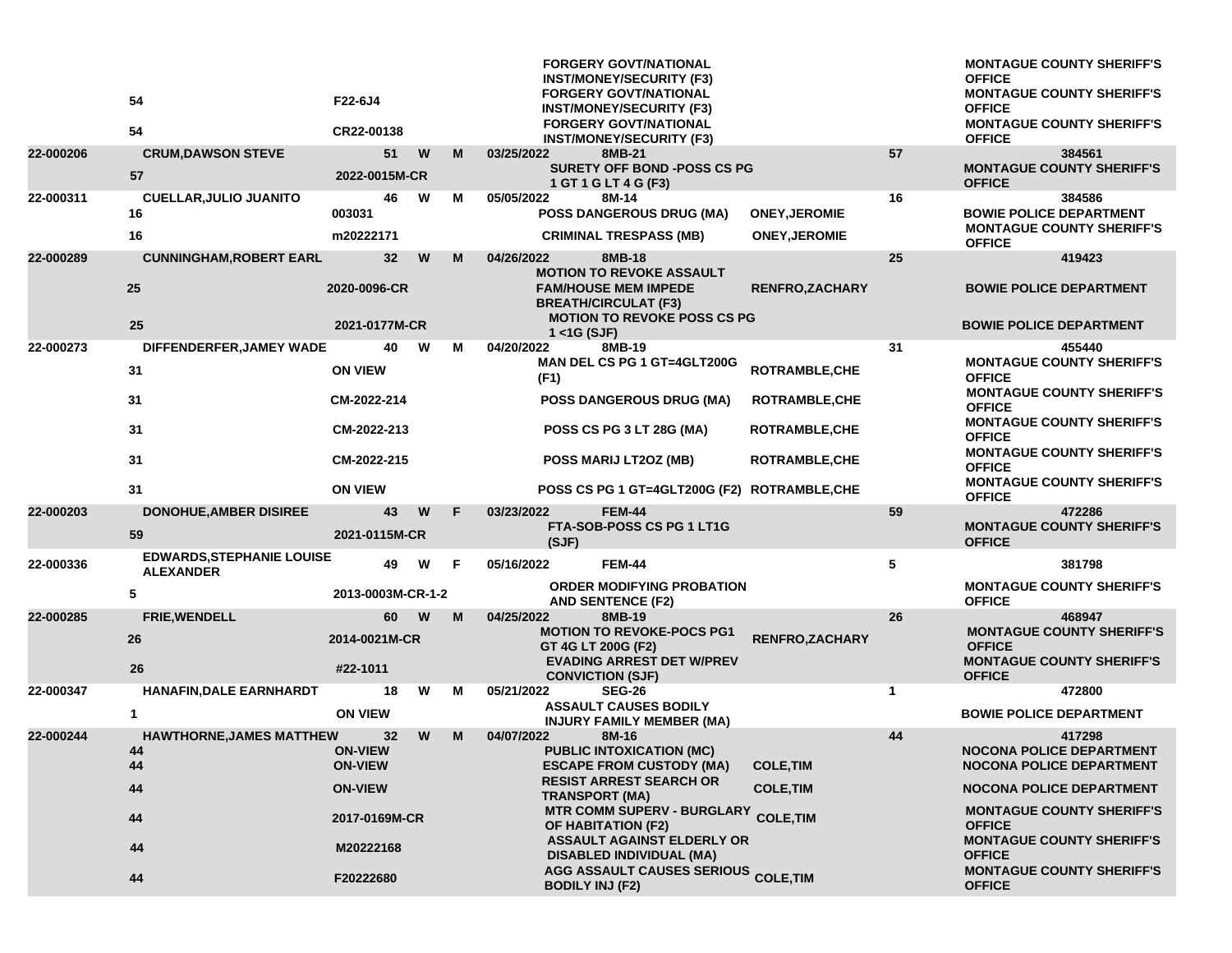| | | | | | | | | | | |
|---|---|---|---|---|---|---|---|---|---|---|
| | 54 | F22-6J4 | | | | | FORGERY GOVT/NATIONAL INST/MONEY/SECURITY (F3) | | | MONTAGUE COUNTY SHERIFF'S OFFICE |
| | | | | | | | FORGERY GOVT/NATIONAL INST/MONEY/SECURITY (F3) | | | MONTAGUE COUNTY SHERIFF'S OFFICE |
| | 54 | CR22-00138 | | | | | FORGERY GOVT/NATIONAL INST/MONEY/SECURITY (F3) | | | MONTAGUE COUNTY SHERIFF'S OFFICE |
| 22-000206 | CRUM,DAWSON STEVE | | 51 | W | M | 03/25/2022 | 8MB-21 | | 57 | 384561 |
| | 57 | 2022-0015M-CR | | | | | SURETY OFF BOND -POSS CS PG 1 GT 1 G LT 4 G (F3) | | | MONTAGUE COUNTY SHERIFF'S OFFICE |
| 22-000311 | CUELLAR,JULIO JUANITO | | 46 | W | M | 05/05/2022 | 8M-14 | | 16 | 384586 |
| | 16 | 003031 | | | | | POSS DANGEROUS DRUG (MA) | ONEY,JEROMIE | | BOWIE POLICE DEPARTMENT |
| | 16 | m20222171 | | | | | CRIMINAL TRESPASS (MB) | ONEY,JEROMIE | | MONTAGUE COUNTY SHERIFF'S OFFICE |
| 22-000289 | CUNNINGHAM,ROBERT EARL | | 32 | W | M | 04/26/2022 | 8MB-18 | | 25 | 419423 |
| | 25 | 2020-0096-CR | | | | | MOTION TO REVOKE ASSAULT FAM/HOUSE MEM IMPEDE BREATH/CIRCULAT (F3) | RENFRO,ZACHARY | | BOWIE POLICE DEPARTMENT |
| | 25 | 2021-0177M-CR | | | | | MOTION TO REVOKE POSS CS PG 1 <1G (SJF) | | | BOWIE POLICE DEPARTMENT |
| 22-000273 | DIFFENDERFER,JAMEY WADE | | 40 | W | M | 04/20/2022 | 8MB-19 | | 31 | 455440 |
| | 31 | ON VIEW | | | | | MAN DEL CS PG 1 GT=4GLT200G (F1) | ROTRAMBLE,CHE | | MONTAGUE COUNTY SHERIFF'S OFFICE |
| | 31 | CM-2022-214 | | | | | POSS DANGEROUS DRUG (MA) | ROTRAMBLE,CHE | | MONTAGUE COUNTY SHERIFF'S OFFICE |
| | 31 | CM-2022-213 | | | | | POSS CS PG 3 LT 28G (MA) | ROTRAMBLE,CHE | | MONTAGUE COUNTY SHERIFF'S OFFICE |
| | 31 | CM-2022-215 | | | | | POSS MARIJ LT2OZ (MB) | ROTRAMBLE,CHE | | MONTAGUE COUNTY SHERIFF'S OFFICE |
| | 31 | ON VIEW | | | | | POSS CS PG 1 GT=4GLT200G (F2) | ROTRAMBLE,CHE | | MONTAGUE COUNTY SHERIFF'S OFFICE |
| 22-000203 | DONOHUE,AMBER DISIREE | | 43 | W | F | 03/23/2022 | FEM-44 | | 59 | 472286 |
| | 59 | 2021-0115M-CR | | | | | FTA-SOB-POSS CS PG 1 LT1G (SJF) | | | MONTAGUE COUNTY SHERIFF'S OFFICE |
| 22-000336 | EDWARDS,STEPHANIE LOUISE ALEXANDER | | 49 | W | F | 05/16/2022 | FEM-44 | | 5 | 381798 |
| | 5 | 2013-0003M-CR-1-2 | | | | | ORDER MODIFYING PROBATION AND SENTENCE (F2) | | | MONTAGUE COUNTY SHERIFF'S OFFICE |
| 22-000285 | FRIE,WENDELL | | 60 | W | M | 04/25/2022 | 8MB-19 | | 26 | 468947 |
| | 26 | 2014-0021M-CR | | | | | MOTION TO REVOKE-POCS PG1 GT 4G LT 200G (F2) | RENFRO,ZACHARY | | MONTAGUE COUNTY SHERIFF'S OFFICE |
| | 26 | #22-1011 | | | | | EVADING ARREST DET W/PREV CONVICTION (SJF) | | | MONTAGUE COUNTY SHERIFF'S OFFICE |
| 22-000347 | HANAFIN,DALE EARNHARDT | | 18 | W | M | 05/21/2022 | SEG-26 | | 1 | 472800 |
| | 1 | ON VIEW | | | | | ASSAULT CAUSES BODILY INJURY FAMILY MEMBER (MA) | | | BOWIE POLICE DEPARTMENT |
| 22-000244 | HAWTHORNE,JAMES MATTHEW | | 32 | W | M | 04/07/2022 | 8M-16 | | 44 | 417298 |
| | 44 | ON-VIEW | | | | | PUBLIC INTOXICATION (MC) | | | NOCONA POLICE DEPARTMENT |
| | 44 | ON-VIEW | | | | | ESCAPE FROM CUSTODY (MA) | COLE,TIM | | NOCONA POLICE DEPARTMENT |
| | 44 | ON-VIEW | | | | | RESIST ARREST SEARCH OR TRANSPORT (MA) | COLE,TIM | | NOCONA POLICE DEPARTMENT |
| | 44 | 2017-0169M-CR | | | | | MTR COMM SUPERV - BURGLARY OF HABITATION (F2) | COLE,TIM | | MONTAGUE COUNTY SHERIFF'S OFFICE |
| | 44 | M20222168 | | | | | ASSAULT AGAINST ELDERLY OR DISABLED INDIVIDUAL (MA) | | | MONTAGUE COUNTY SHERIFF'S OFFICE |
| | 44 | F20222680 | | | | | AGG ASSAULT CAUSES SERIOUS BODILY INJ (F2) | COLE,TIM | | MONTAGUE COUNTY SHERIFF'S OFFICE |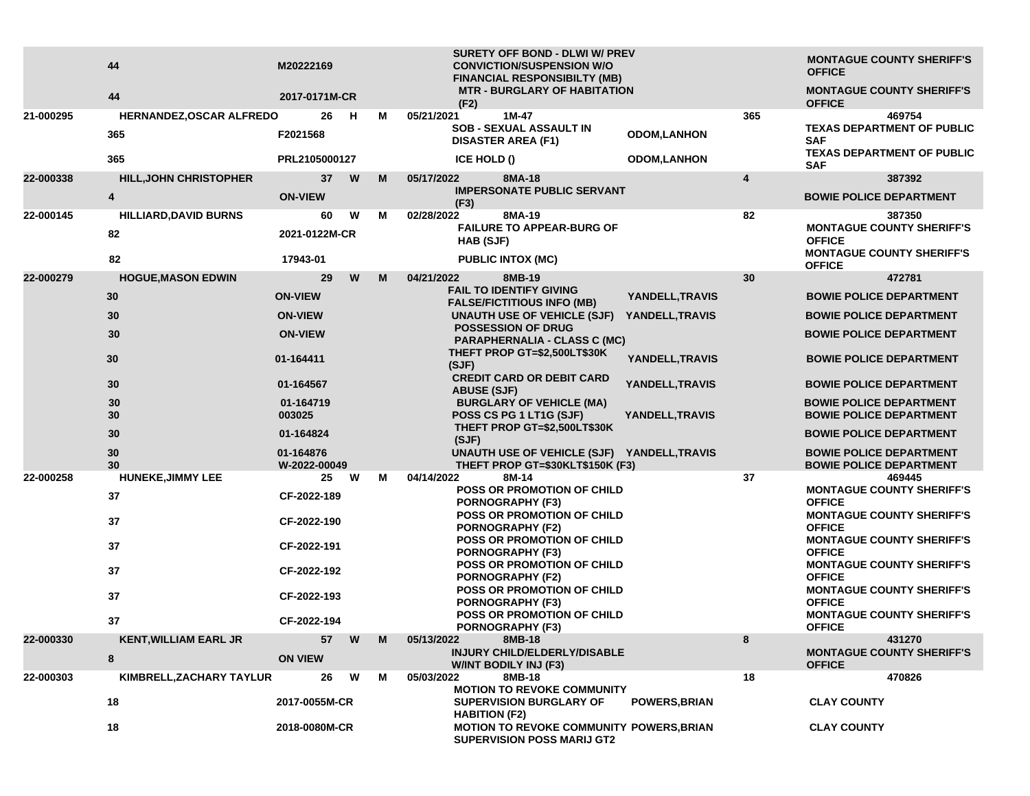| | | | | | | | | | |
|---|---|---|---|---|---|---|---|---|---|
| | 44 | M20222169 | | | | SURETY OFF BOND - DLWI W/ PREV CONVICTION/SUSPENSION W/O FINANCIAL RESPONSIBILTY (MB) | | | MONTAGUE COUNTY SHERIFF'S OFFICE |
| | 44 | 2017-0171M-CR | | | | MTR - BURGLARY OF HABITATION (F2) | | | MONTAGUE COUNTY SHERIFF'S OFFICE |
| 21-000295 | HERNANDEZ,OSCAR ALFREDO | 26 | H | M | 05/21/2021 | 1M-47 | | 365 | 469754 |
| | 365 | F2021568 | | | | SOB - SEXUAL ASSAULT IN DISASTER AREA (F1) | ODOM,LANHON | | TEXAS DEPARTMENT OF PUBLIC SAF |
| | 365 | PRL2105000127 | | | | ICE HOLD () | ODOM,LANHON | | TEXAS DEPARTMENT OF PUBLIC SAF |
| 22-000338 | HILL,JOHN CHRISTOPHER | 37 | W | M | 05/17/2022 | 8MA-18 | | 4 | 387392 |
| | 4 | ON-VIEW | | | | IMPERSONATE PUBLIC SERVANT (F3) | | | BOWIE POLICE DEPARTMENT |
| 22-000145 | HILLIARD,DAVID BURNS | 60 | W | M | 02/28/2022 | 8MA-19 | | 82 | 387350 |
| | 82 | 2021-0122M-CR | | | | FAILURE TO APPEAR-BURG OF HAB (SJF) | | | MONTAGUE COUNTY SHERIFF'S OFFICE |
| | 82 | 17943-01 | | | | PUBLIC INTOX (MC) | | | MONTAGUE COUNTY SHERIFF'S OFFICE |
| 22-000279 | HOGUE,MASON EDWIN | 29 | W | M | 04/21/2022 | 8MB-19 | | 30 | 472781 |
| | 30 | ON-VIEW | | | | FAIL TO IDENTIFY GIVING FALSE/FICTITIOUS INFO (MB) | YANDELL,TRAVIS | | BOWIE POLICE DEPARTMENT |
| | 30 | ON-VIEW | | | | UNAUTH USE OF VEHICLE (SJF) | YANDELL,TRAVIS | | BOWIE POLICE DEPARTMENT |
| | 30 | ON-VIEW | | | | POSSESSION OF DRUG PARAPHERNALIA - CLASS C (MC) | | | BOWIE POLICE DEPARTMENT |
| | 30 | 01-164411 | | | | THEFT PROP GT=$2,500LT$30K (SJF) | YANDELL,TRAVIS | | BOWIE POLICE DEPARTMENT |
| | 30 | 01-164567 | | | | CREDIT CARD OR DEBIT CARD ABUSE (SJF) | YANDELL,TRAVIS | | BOWIE POLICE DEPARTMENT |
| | 30 | 01-164719 | | | | BURGLARY OF VEHICLE (MA) | | | BOWIE POLICE DEPARTMENT |
| | 30 | 003025 | | | | POSS CS PG 1 LT1G (SJF) | YANDELL,TRAVIS | | BOWIE POLICE DEPARTMENT |
| | 30 | 01-164824 | | | | THEFT PROP GT=$2,500LT$30K (SJF) | | | BOWIE POLICE DEPARTMENT |
| | 30 | 01-164876 | | | | UNAUTH USE OF VEHICLE (SJF) | YANDELL,TRAVIS | | BOWIE POLICE DEPARTMENT |
| | 30 | W-2022-00049 | | | | THEFT PROP GT=$30KLT$150K (F3) | | | BOWIE POLICE DEPARTMENT |
| 22-000258 | HUNEKE,JIMMY LEE | 25 | W | M | 04/14/2022 | 8M-14 | | 37 | 469445 |
| | 37 | CF-2022-189 | | | | POSS OR PROMOTION OF CHILD PORNOGRAPHY (F3) | | | MONTAGUE COUNTY SHERIFF'S OFFICE |
| | 37 | CF-2022-190 | | | | POSS OR PROMOTION OF CHILD PORNOGRAPHY (F2) | | | MONTAGUE COUNTY SHERIFF'S OFFICE |
| | 37 | CF-2022-191 | | | | POSS OR PROMOTION OF CHILD PORNOGRAPHY (F3) | | | MONTAGUE COUNTY SHERIFF'S OFFICE |
| | 37 | CF-2022-192 | | | | POSS OR PROMOTION OF CHILD PORNOGRAPHY (F2) | | | MONTAGUE COUNTY SHERIFF'S OFFICE |
| | 37 | CF-2022-193 | | | | POSS OR PROMOTION OF CHILD PORNOGRAPHY (F3) | | | MONTAGUE COUNTY SHERIFF'S OFFICE |
| | 37 | CF-2022-194 | | | | POSS OR PROMOTION OF CHILD PORNOGRAPHY (F3) | | | MONTAGUE COUNTY SHERIFF'S OFFICE |
| 22-000330 | KENT,WILLIAM EARL JR | 57 | W | M | 05/13/2022 | 8MB-18 | | 8 | 431270 |
| | 8 | ON VIEW | | | | INJURY CHILD/ELDERLY/DISABLE W/INT BODILY INJ (F3) | | | MONTAGUE COUNTY SHERIFF'S OFFICE |
| 22-000303 | KIMBRELL,ZACHARY TAYLUR | 26 | W | M | 05/03/2022 | 8MB-18 | | 18 | 470826 |
| | 18 | 2017-0055M-CR | | | | MOTION TO REVOKE COMMUNITY SUPERVISION BURGLARY OF HABITION (F2) | POWERS,BRIAN | | CLAY COUNTY |
| | 18 | 2018-0080M-CR | | | | MOTION TO REVOKE COMMUNITY SUPERVISION POSS MARIJ GT2 | POWERS,BRIAN | | CLAY COUNTY |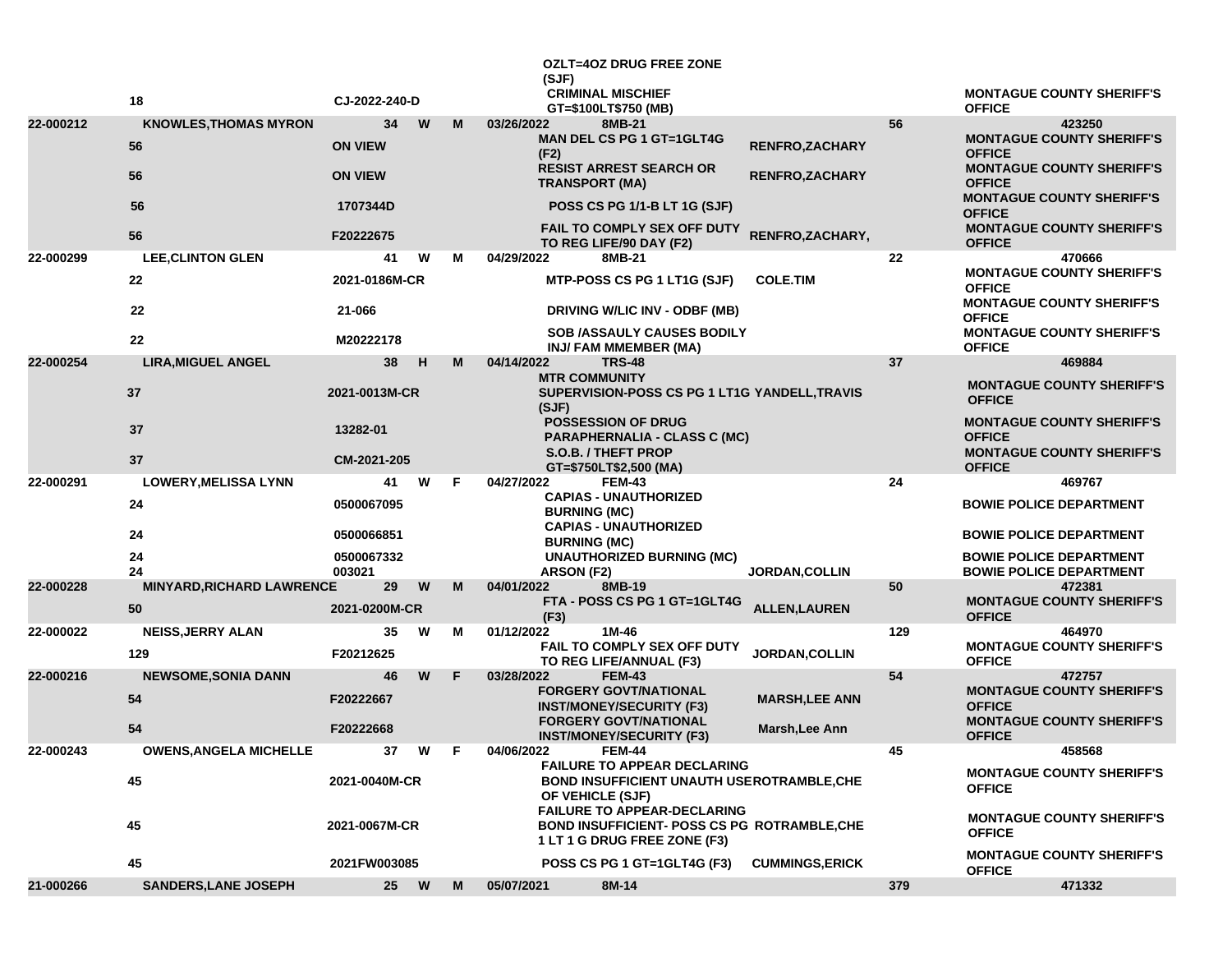| | | | | | | | | | | |
|---|---|---|---|---|---|---|---|---|---|---|
| | | | | | | | OZLT=4OZ DRUG FREE ZONE (SJF) | | | |
| | 18 | CJ-2022-240-D | | | | | CRIMINAL MISCHIEF GT=$100LT$750 (MB) | | | MONTAGUE COUNTY SHERIFF'S OFFICE |
| 22-000212 | KNOWLES,THOMAS MYRON | | 34 | W | M | 03/26/2022 | 8MB-21 | | 56 | 423250 |
| | 56 | ON VIEW | | | | | MAN DEL CS PG 1 GT=1GLT4G (F2) | RENFRO,ZACHARY | | MONTAGUE COUNTY SHERIFF'S OFFICE |
| | 56 | ON VIEW | | | | | RESIST ARREST SEARCH OR TRANSPORT (MA) | RENFRO,ZACHARY | | MONTAGUE COUNTY SHERIFF'S OFFICE |
| | 56 | 1707344D | | | | | POSS CS PG 1/1-B LT 1G (SJF) | | | MONTAGUE COUNTY SHERIFF'S OFFICE |
| | 56 | F20222675 | | | | | FAIL TO COMPLY SEX OFF DUTY TO REG LIFE/90 DAY (F2) | RENFRO,ZACHARY, | | MONTAGUE COUNTY SHERIFF'S OFFICE |
| 22-000299 | LEE,CLINTON GLEN | | 41 | W | M | 04/29/2022 | 8MB-21 | | 22 | 470666 |
| | 22 | 2021-0186M-CR | | | | | MTP-POSS CS PG 1 LT1G (SJF) | COLE.TIM | | MONTAGUE COUNTY SHERIFF'S OFFICE |
| | 22 | 21-066 | | | | | DRIVING W/LIC INV - ODBF (MB) | | | MONTAGUE COUNTY SHERIFF'S OFFICE |
| | 22 | M20222178 | | | | | SOB /ASSAULY CAUSES BODILY INJ/ FAM MMEMBER (MA) | | | MONTAGUE COUNTY SHERIFF'S OFFICE |
| 22-000254 | LIRA,MIGUEL ANGEL | | 38 | H | M | 04/14/2022 | TRS-48 | | 37 | 469884 |
| | 37 | 2021-0013M-CR | | | | | MTR COMMUNITY SUPERVISION-POSS CS PG 1 LT1G (SJF) | YANDELL,TRAVIS | | MONTAGUE COUNTY SHERIFF'S OFFICE |
| | 37 | 13282-01 | | | | | POSSESSION OF DRUG PARAPHERNALIA - CLASS C (MC) | | | MONTAGUE COUNTY SHERIFF'S OFFICE |
| | 37 | CM-2021-205 | | | | | S.O.B. / THEFT PROP GT=$750LT$2,500 (MA) | | | MONTAGUE COUNTY SHERIFF'S OFFICE |
| 22-000291 | LOWERY,MELISSA LYNN | | 41 | W | F | 04/27/2022 | FEM-43 | | 24 | 469767 |
| | 24 | 0500067095 | | | | | CAPIAS - UNAUTHORIZED BURNING (MC) | | | BOWIE POLICE DEPARTMENT |
| | 24 | 0500066851 | | | | | CAPIAS - UNAUTHORIZED BURNING (MC) | | | BOWIE POLICE DEPARTMENT |
| | 24 | 0500067332 | | | | | UNAUTHORIZED BURNING (MC) | | | BOWIE POLICE DEPARTMENT |
| | 24 | 003021 | | | | | ARSON (F2) | JORDAN,COLLIN | | BOWIE POLICE DEPARTMENT |
| 22-000228 | MINYARD,RICHARD LAWRENCE | | 29 | W | M | 04/01/2022 | 8MB-19 | | 50 | 472381 |
| | 50 | 2021-0200M-CR | | | | | FTA - POSS CS PG 1 GT=1GLT4G (F3) | ALLEN,LAUREN | | MONTAGUE COUNTY SHERIFF'S OFFICE |
| 22-000022 | NEISS,JERRY ALAN | | 35 | W | M | 01/12/2022 | 1M-46 | | 129 | 464970 |
| | 129 | F20212625 | | | | | FAIL TO COMPLY SEX OFF DUTY TO REG LIFE/ANNUAL (F3) | JORDAN,COLLIN | | MONTAGUE COUNTY SHERIFF'S OFFICE |
| 22-000216 | NEWSOME,SONIA DANN | | 46 | W | F | 03/28/2022 | FEM-43 | | 54 | 472757 |
| | 54 | F20222667 | | | | | FORGERY GOVT/NATIONAL INST/MONEY/SECURITY (F3) | MARSH,LEE ANN | | MONTAGUE COUNTY SHERIFF'S OFFICE |
| | 54 | F20222668 | | | | | FORGERY GOVT/NATIONAL INST/MONEY/SECURITY (F3) | Marsh,Lee Ann | | MONTAGUE COUNTY SHERIFF'S OFFICE |
| 22-000243 | OWENS,ANGELA MICHELLE | | 37 | W | F | 04/06/2022 | FEM-44 | | 45 | 458568 |
| | 45 | 2021-0040M-CR | | | | | FAILURE TO APPEAR DECLARING BOND INSUFFICIENT UNAUTH USE OF VEHICLE (SJF) | ROTRAMBLE,CHE | | MONTAGUE COUNTY SHERIFF'S OFFICE |
| | 45 | 2021-0067M-CR | | | | | FAILURE TO APPEAR-DECLARING BOND INSUFFICIENT- POSS CS PG 1 LT 1 G DRUG FREE ZONE (F3) | ROTRAMBLE,CHE | | MONTAGUE COUNTY SHERIFF'S OFFICE |
| | 45 | 2021FW003085 | | | | | POSS CS PG 1 GT=1GLT4G (F3) | CUMMINGS,ERICK | | MONTAGUE COUNTY SHERIFF'S OFFICE |
| 21-000266 | SANDERS,LANE JOSEPH | | 25 | W | M | 05/07/2021 | 8M-14 | | 379 | 471332 |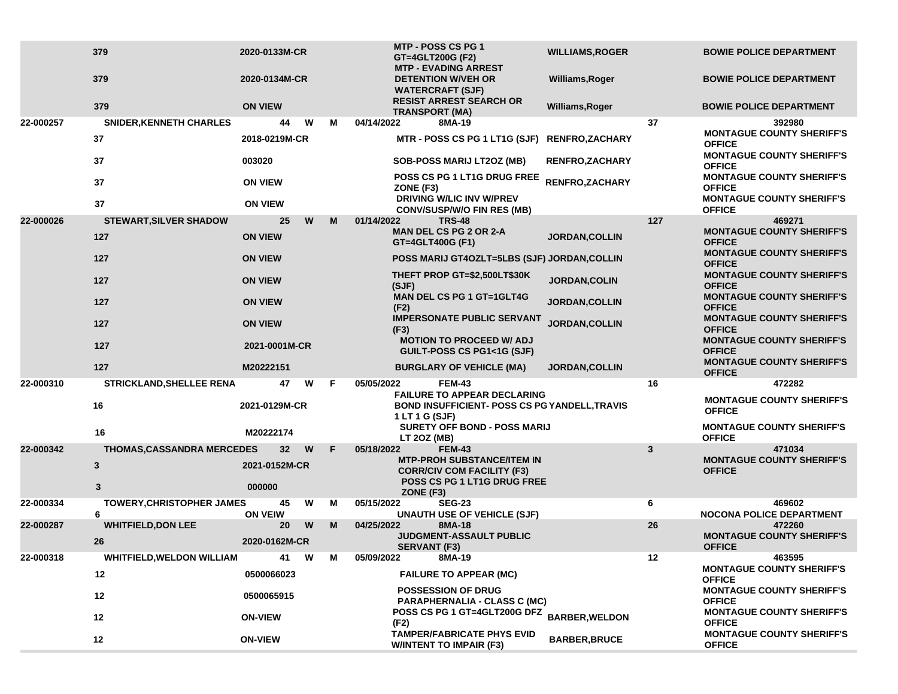| | | | | | | | | | |
|---|---|---|---|---|---|---|---|---|---|
| | 379 | 2020-0133M-CR | | | | MTP - POSS CS PG 1 GT=4GLT200G (F2) | WILLIAMS,ROGER | | BOWIE POLICE DEPARTMENT |
| | 379 | 2020-0134M-CR | | | | MTP - EVADING ARREST DETENTION W/VEH OR WATERCRAFT (SJF) | Williams,Roger | | BOWIE POLICE DEPARTMENT |
| | 379 | ON VIEW | | | | RESIST ARREST SEARCH OR TRANSPORT (MA) | Williams,Roger | | BOWIE POLICE DEPARTMENT |
| 22-000257 | SNIDER,KENNETH CHARLES | 44 | W | M | 04/14/2022 | 8MA-19 | | 37 | 392980 |
| | 37 | 2018-0219M-CR | | | | MTR - POSS CS PG 1 LT1G (SJF) | RENFRO,ZACHARY | | MONTAGUE COUNTY SHERIFF'S OFFICE |
| | 37 | 003020 | | | | SOB-POSS MARIJ LT2OZ (MB) | RENFRO,ZACHARY | | MONTAGUE COUNTY SHERIFF'S OFFICE |
| | 37 | ON VIEW | | | | POSS CS PG 1 LT1G DRUG FREE ZONE (F3) | RENFRO,ZACHARY | | MONTAGUE COUNTY SHERIFF'S OFFICE |
| | 37 | ON VIEW | | | | DRIVING W/LIC INV W/PREV CONV/SUSP/W/O FIN RES (MB) | | | MONTAGUE COUNTY SHERIFF'S OFFICE |
| 22-000026 | STEWART,SILVER SHADOW | 25 | W | M | 01/14/2022 | TRS-48 | | 127 | 469271 |
| | 127 | ON VIEW | | | | MAN DEL CS PG 2 OR 2-A GT=4GLT400G (F1) | JORDAN,COLLIN | | MONTAGUE COUNTY SHERIFF'S OFFICE |
| | 127 | ON VIEW | | | | POSS MARIJ GT4OZLT=5LBS (SJF) | JORDAN,COLLIN | | MONTAGUE COUNTY SHERIFF'S OFFICE |
| | 127 | ON VIEW | | | | THEFT PROP GT=$2,500LT$30K (SJF) | JORDAN,COLIN | | MONTAGUE COUNTY SHERIFF'S OFFICE |
| | 127 | ON VIEW | | | | MAN DEL CS PG 1 GT=1GLT4G (F2) | JORDAN,COLLIN | | MONTAGUE COUNTY SHERIFF'S OFFICE |
| | 127 | ON VIEW | | | | IMPERSONATE PUBLIC SERVANT (F3) | JORDAN,COLLIN | | MONTAGUE COUNTY SHERIFF'S OFFICE |
| | 127 | 2021-0001M-CR | | | | MOTION TO PROCEED W/ ADJ GUILT-POSS CS PG1<1G (SJF) | | | MONTAGUE COUNTY SHERIFF'S OFFICE |
| | 127 | M20222151 | | | | BURGLARY OF VEHICLE (MA) | JORDAN,COLLIN | | MONTAGUE COUNTY SHERIFF'S OFFICE |
| 22-000310 | STRICKLAND,SHELLEE RENA | 47 | W | F | 05/05/2022 | FEM-43 | | 16 | 472282 |
| | 16 | 2021-0129M-CR | | | | FAILURE TO APPEAR DECLARING BOND INSUFFICIENT- POSS CS PG 1 LT 1 G (SJF) | YANDELL,TRAVIS | | MONTAGUE COUNTY SHERIFF'S OFFICE |
| | 16 | M20222174 | | | | SURETY OFF BOND - POSS MARIJ LT 2OZ (MB) | | | MONTAGUE COUNTY SHERIFF'S OFFICE |
| 22-000342 | THOMAS,CASSANDRA MERCEDES | 32 | W | F | 05/18/2022 | FEM-43 | | 3 | 471034 |
| | 3 | 2021-0152M-CR | | | | MTP-PROH SUBSTANCE/ITEM IN CORR/CIV COM FACILITY (F3) | | | MONTAGUE COUNTY SHERIFF'S OFFICE |
| | 3 | 000000 | | | | POSS CS PG 1 LT1G DRUG FREE ZONE (F3) | | | |
| 22-000334 | TOWERY,CHRISTOPHER JAMES | 45 | W | M | 05/15/2022 | SEG-23 | | 6 | 469602 |
| | 6 | ON VEIW | | | | UNAUTH USE OF VEHICLE (SJF) | | | NOCONA POLICE DEPARTMENT |
| 22-000287 | WHITFIELD,DON LEE | 20 | W | M | 04/25/2022 | 8MA-18 | | 26 | 472260 |
| | 26 | 2020-0162M-CR | | | | JUDGMENT-ASSAULT PUBLIC SERVANT (F3) | | | MONTAGUE COUNTY SHERIFF'S OFFICE |
| 22-000318 | WHITFIELD,WELDON WILLIAM | 41 | W | M | 05/09/2022 | 8MA-19 | | 12 | 463595 |
| | 12 | 0500066023 | | | | FAILURE TO APPEAR (MC) | | | MONTAGUE COUNTY SHERIFF'S OFFICE |
| | 12 | 0500065915 | | | | POSSESSION OF DRUG PARAPHERNALIA - CLASS C (MC) | | | MONTAGUE COUNTY SHERIFF'S OFFICE |
| | 12 | ON-VIEW | | | | POSS CS PG 1 GT=4GLT200G DFZ (F2) | BARBER,WELDON | | MONTAGUE COUNTY SHERIFF'S OFFICE |
| | 12 | ON-VIEW | | | | TAMPER/FABRICATE PHYS EVID W/INTENT TO IMPAIR (F3) | BARBER,BRUCE | | MONTAGUE COUNTY SHERIFF'S OFFICE |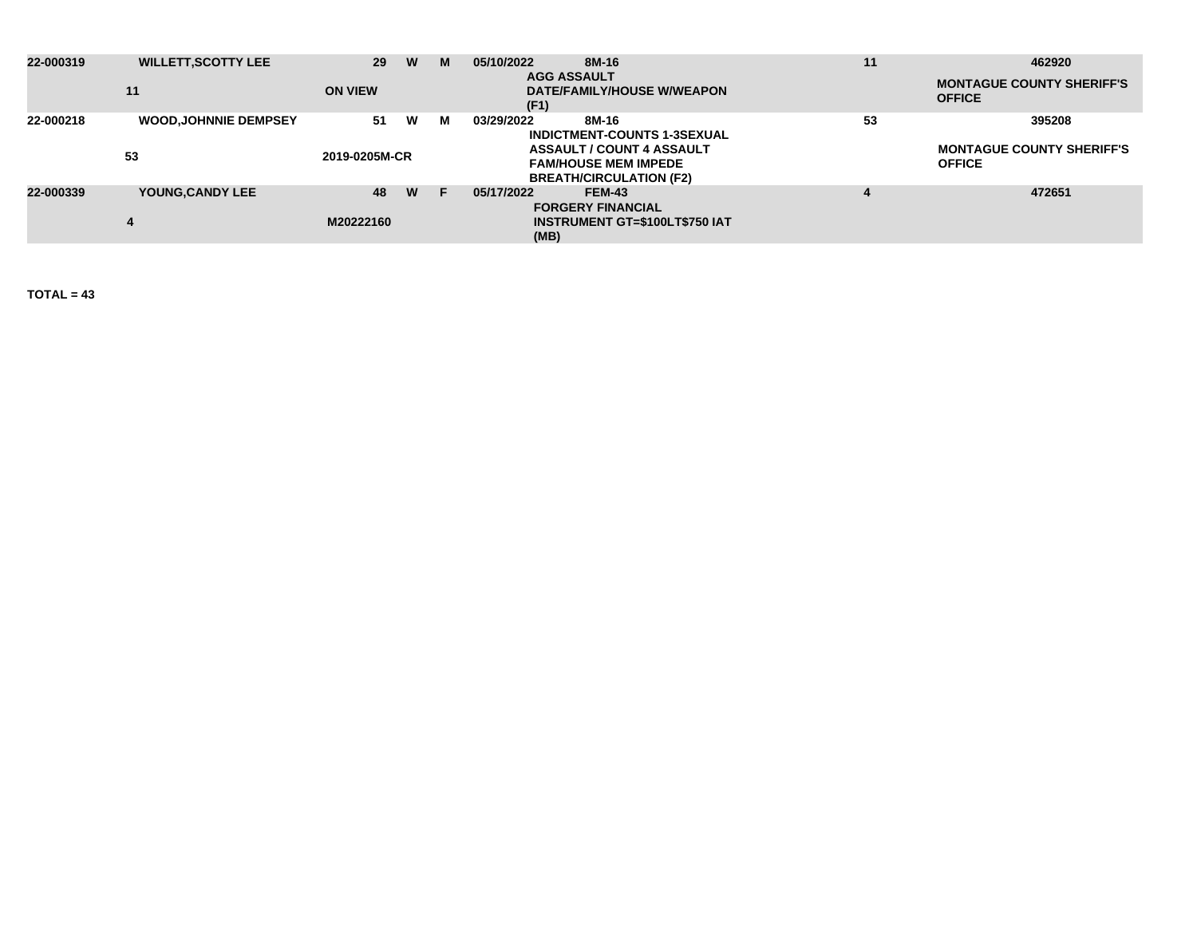| | | | | | | | | | |
|---|---|---|---|---|---|---|---|---|---|
| 22-000319 | WILLETT,SCOTTY LEE | 29 | W | M | 05/10/2022 | 8M-16 | 11 | 462920 |
| | 11 | ON VIEW | | | | AGG ASSAULT DATE/FAMILY/HOUSE W/WEAPON (F1) | | MONTAGUE COUNTY SHERIFF'S OFFICE |
| 22-000218 | WOOD,JOHNNIE DEMPSEY | 51 | W | M | 03/29/2022 | 8M-16 | 53 | 395208 |
| | 53 | 2019-0205M-CR | | | | INDICTMENT-COUNTS 1-3SEXUAL ASSAULT / COUNT 4 ASSAULT FAM/HOUSE MEM IMPEDE BREATH/CIRCULATION (F2) | | MONTAGUE COUNTY SHERIFF'S OFFICE |
| 22-000339 | YOUNG,CANDY LEE | 48 | W | F | 05/17/2022 | FEM-43 | 4 | 472651 |
| | 4 | M20222160 | | | | FORGERY FINANCIAL INSTRUMENT GT=$100LT$750 IAT (MB) | | |

**TOTAL = 43**